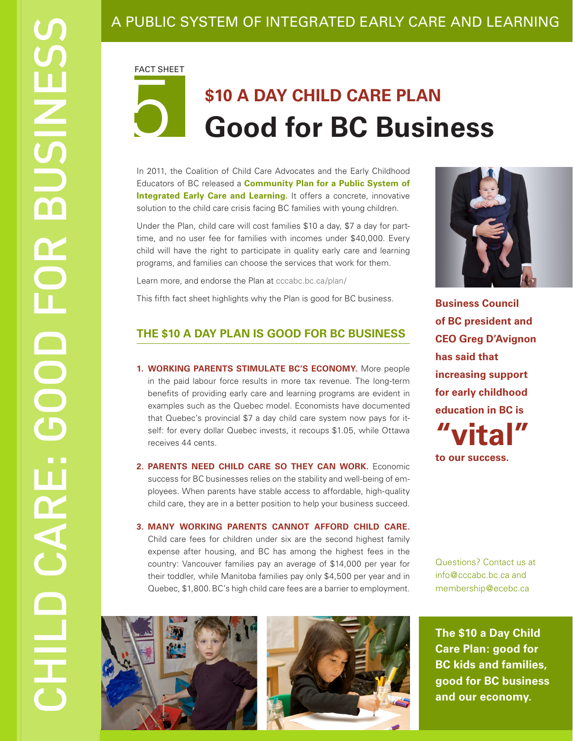# A PUBLIC SYSTEM OF INTEGRATED EARLY CARE AND LEARNING

CHILD CARE: GOOD FOR BUSINESS

FACT SHEET 5

## $10 A DAY CHILD CARE PLAN
# Good for BC Business

In 2011, the Coalition of Child Care Advocates and the Early Childhood Educators of BC released a **Community Plan for a Public System of Integrated Early Care and Learning.** It offers a concrete, innovative solution to the child care crisis facing BC families with young children.

Under the Plan, child care will cost families $10 a day, $7 a day for part-time, and no user fee for families with incomes under $40,000. Every child will have the right to participate in quality early care and learning programs, and families can choose the services that work for them.

Learn more, and endorse the Plan at cccabc.bc.ca/plan/

This fifth fact sheet highlights why the Plan is good for BC business.

## THE $10 A DAY PLAN IS GOOD FOR BC BUSINESS

1. **WORKING PARENTS STIMULATE BC'S ECONOMY.** More people in the paid labour force results in more tax revenue. The long-term benefits of providing early care and learning programs are evident in examples such as the Quebec model. Economists have documented that Quebec's provincial $7 a day child care system now pays for itself: for every dollar Quebec invests, it recoups $1.05, while Ottawa receives 44 cents.

2. **PARENTS NEED CHILD CARE SO THEY CAN WORK.** Economic success for BC businesses relies on the stability and well-being of employees. When parents have stable access to affordable, high-quality child care, they are in a better position to help your business succeed.

3. **MANY WORKING PARENTS CANNOT AFFORD CHILD CARE.** Child care fees for children under six are the second highest family expense after housing, and BC has among the highest fees in the country: Vancouver families pay an average of $14,000 per year for their toddler, while Manitoba families pay only $4,500 per year and in Quebec, $1,800. BC's high child care fees are a barrier to employment.

**Business Council of BC president and CEO Greg D'Avignon has said that increasing support for early childhood education in BC is "vital" to our success.**

Questions? Contact us at info@cccabc.bc.ca and membership@ecebc.ca

**The $10 a Day Child Care Plan: good for BC kids and families, good for BC business and our economy.**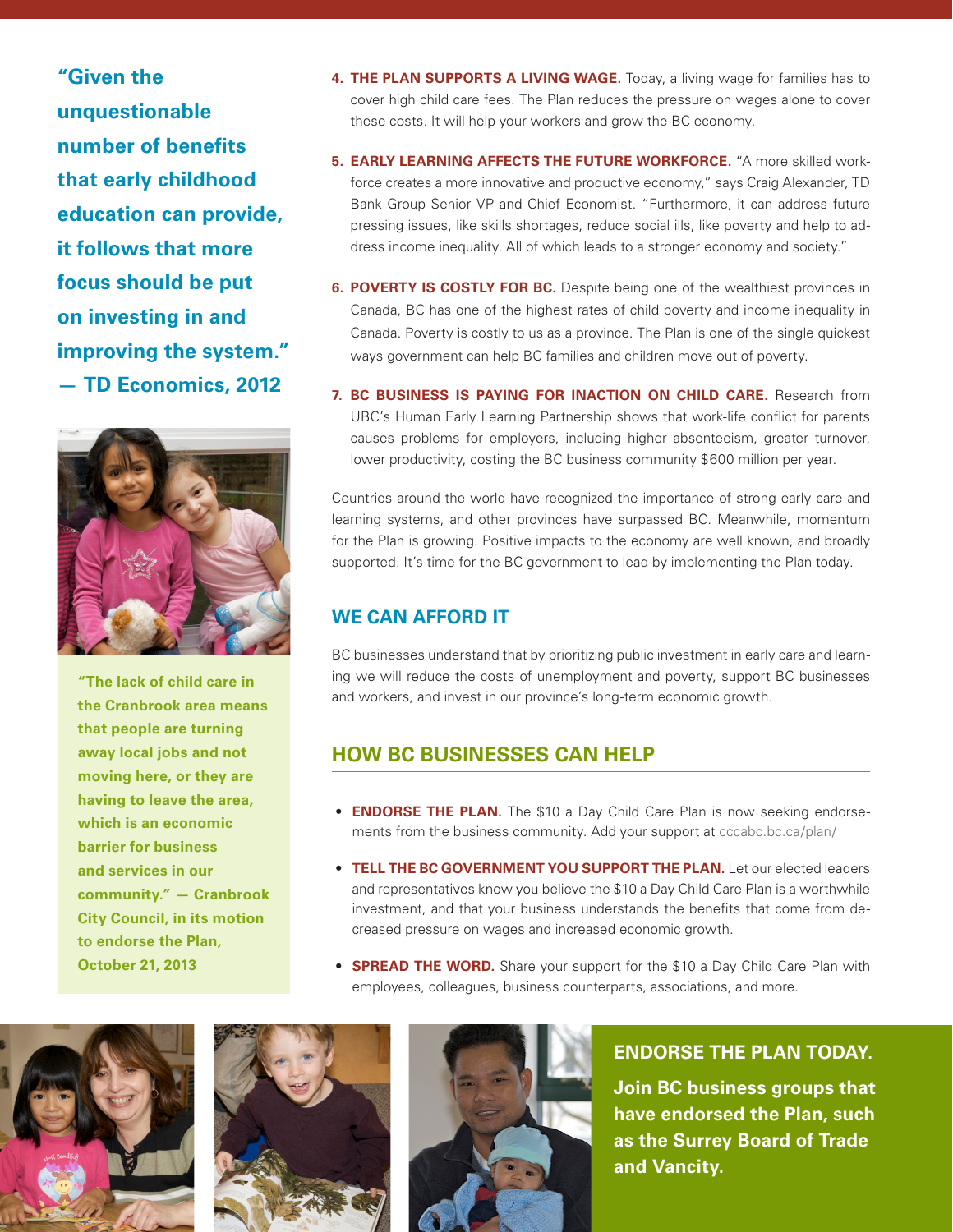**"Given the unquestionable number of benefits that early childhood education can provide, it follows that more focus should be put on investing in and improving the system." — TD Economics, 2012**

**"The lack of child care in the Cranbrook area means that people are turning away local jobs and not moving here, or they are having to leave the area, which is an economic barrier for business and services in our community." — Cranbrook City Council, in its motion to endorse the Plan, October 21, 2013**

4. **THE PLAN SUPPORTS A LIVING WAGE.** Today, a living wage for families has to cover high child care fees. The Plan reduces the pressure on wages alone to cover these costs. It will help your workers and grow the BC economy.

5. **EARLY LEARNING AFFECTS THE FUTURE WORKFORCE.** "A more skilled workforce creates a more innovative and productive economy," says Craig Alexander, TD Bank Group Senior VP and Chief Economist. "Furthermore, it can address future pressing issues, like skills shortages, reduce social ills, like poverty and help to address income inequality. All of which leads to a stronger economy and society."

6. **POVERTY IS COSTLY FOR BC.** Despite being one of the wealthiest provinces in Canada, BC has one of the highest rates of child poverty and income inequality in Canada. Poverty is costly to us as a province. The Plan is one of the single quickest ways government can help BC families and children move out of poverty.

7. **BC BUSINESS IS PAYING FOR INACTION ON CHILD CARE.** Research from UBC's Human Early Learning Partnership shows that work-life conflict for parents causes problems for employers, including higher absenteeism, greater turnover, lower productivity, costing the BC business community $600 million per year.

Countries around the world have recognized the importance of strong early care and learning systems, and other provinces have surpassed BC. Meanwhile, momentum for the Plan is growing. Positive impacts to the economy are well known, and broadly supported. It's time for the BC government to lead by implementing the Plan today.

## WE CAN AFFORD IT

BC businesses understand that by prioritizing public investment in early care and learning we will reduce the costs of unemployment and poverty, support BC businesses and workers, and invest in our province's long-term economic growth.

## HOW BC BUSINESSES CAN HELP

- **ENDORSE THE PLAN.** The $10 a Day Child Care Plan is now seeking endorsements from the business community. Add your support at cccabc.bc.ca/plan/
- **TELL THE BC GOVERNMENT YOU SUPPORT THE PLAN.** Let our elected leaders and representatives know you believe the $10 a Day Child Care Plan is a worthwhile investment, and that your business understands the benefits that come from decreased pressure on wages and increased economic growth.
- **SPREAD THE WORD.** Share your support for the $10 a Day Child Care Plan with employees, colleagues, business counterparts, associations, and more.

**ENDORSE THE PLAN TODAY.**

**Join BC business groups that have endorsed the Plan, such as the Surrey Board of Trade and Vancity.**